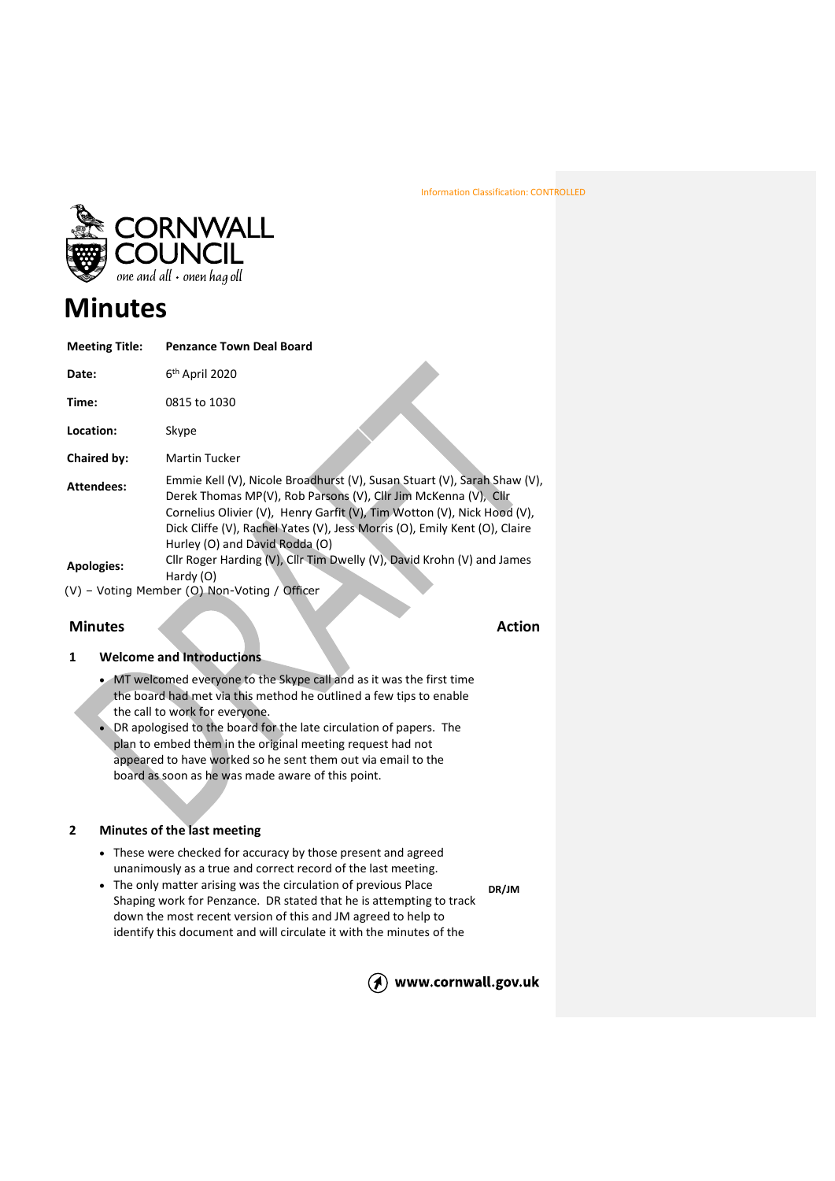Information Classification: CONTROLLED

# Minutes

| | |
|---|---|
| **Meeting Title:** | **Penzance Town Deal Board** |
| **Date:** | 6th April 2020 |
| **Time:** | 0815 to 1030 |
| **Location:** | Skype |
| **Chaired by:** | Martin Tucker |
| **Attendees:** | Emmie Kell (V), Nicole Broadhurst (V), Susan Stuart (V), Sarah Shaw (V), Derek Thomas MP(V), Rob Parsons (V), Cllr Jim McKenna (V), Cllr Cornelius Olivier (V), Henry Garfit (V), Tim Wotton (V), Nick Hood (V), Dick Cliffe (V), Rachel Yates (V), Jess Morris (O), Emily Kent (O), Claire Hurley (O) and David Rodda (O) |
| **Apologies:** | Cllr Roger Harding (V), Cllr Tim Dwelly (V), David Krohn (V) and James Hardy (O) |

(V) – Voting Member (O) Non-Voting / Officer

DRAFT

## Minutes — Action

### 1 Welcome and Introductions

- MT welcomed everyone to the Skype call and as it was the first time the board had met via this method he outlined a few tips to enable the call to work for everyone.
- DR apologised to the board for the late circulation of papers. The plan to embed them in the original meeting request had not appeared to have worked so he sent them out via email to the board as soon as he was made aware of this point.

### 2 Minutes of the last meeting

- These were checked for accuracy by those present and agreed unanimously as a true and correct record of the last meeting.
- The only matter arising was the circulation of previous Place Shaping work for Penzance. DR stated that he is attempting to track down the most recent version of this and JM agreed to help to identify this document and will circulate it with the minutes of the — **Action: DR/JM**

www.cornwall.gov.uk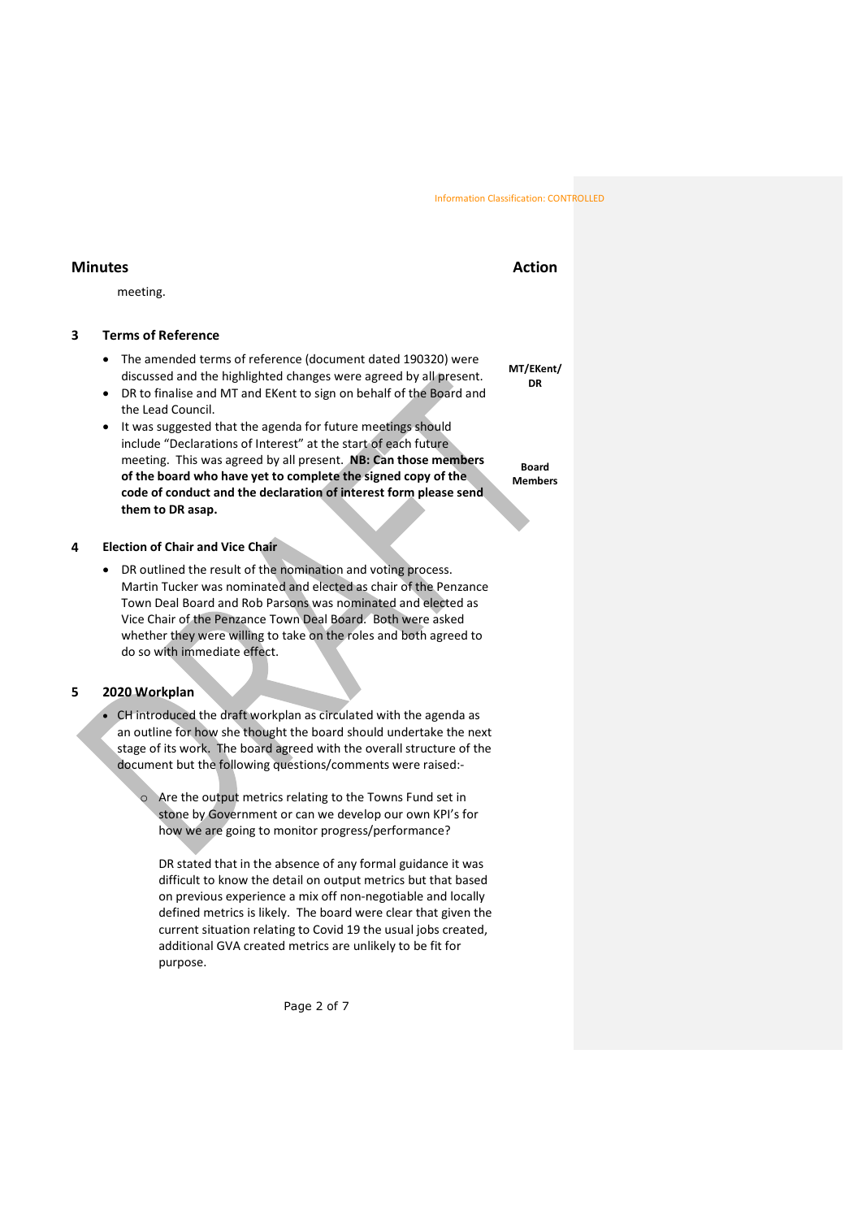Information Classification: CONTROLLED

| Minutes | Action |
| --- | --- |
| meeting. | |

## 3 Terms of Reference

- The amended terms of reference (document dated 190320) were discussed and the highlighted changes were agreed by all present. — **Action: MT/EKent/DR**
- DR to finalise and MT and EKent to sign on behalf of the Board and the Lead Council.
- It was suggested that the agenda for future meetings should include "Declarations of Interest" at the start of each future meeting. This was agreed by all present. **NB: Can those members of the board who have yet to complete the signed copy of the code of conduct and the declaration of interest form please send them to DR asap.** — **Action: Board Members**

## 4 Election of Chair and Vice Chair

- DR outlined the result of the nomination and voting process. Martin Tucker was nominated and elected as chair of the Penzance Town Deal Board and Rob Parsons was nominated and elected as Vice Chair of the Penzance Town Deal Board. Both were asked whether they were willing to take on the roles and both agreed to do so with immediate effect.

## 5 2020 Workplan

- CH introduced the draft workplan as circulated with the agenda as an outline for how she thought the board should undertake the next stage of its work. The board agreed with the overall structure of the document but the following questions/comments were raised:-

    - Are the output metrics relating to the Towns Fund set in stone by Government or can we develop our own KPI's for how we are going to monitor progress/performance?

      DR stated that in the absence of any formal guidance it was difficult to know the detail on output metrics but that based on previous experience a mix off non-negotiable and locally defined metrics is likely. The board were clear that given the current situation relating to Covid 19 the usual jobs created, additional GVA created metrics are unlikely to be fit for purpose.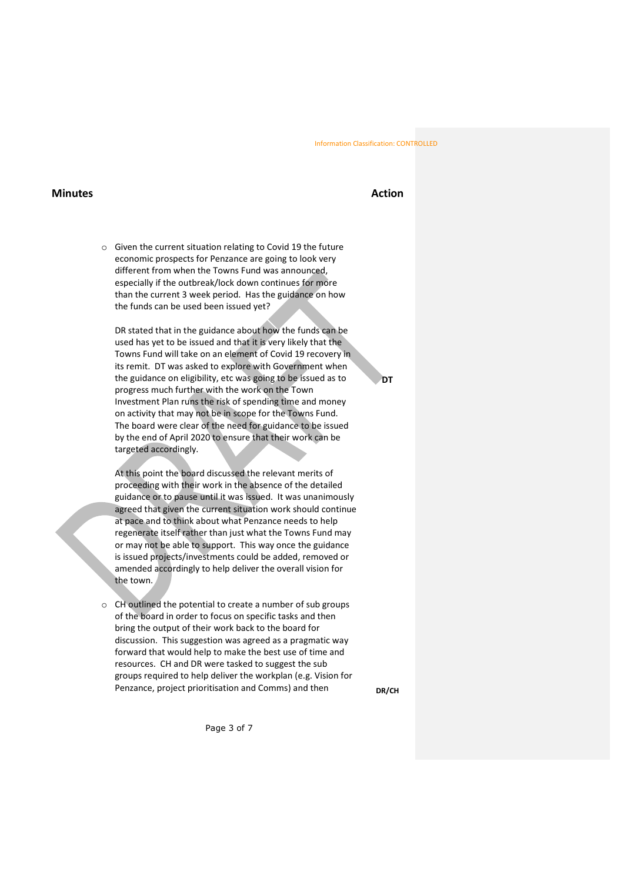## Minutes

## Action

- Given the current situation relating to Covid 19 the future economic prospects for Penzance are going to look very different from when the Towns Fund was announced, especially if the outbreak/lock down continues for more than the current 3 week period. Has the guidance on how the funds can be used been issued yet?

  DR stated that in the guidance about how the funds can be used has yet to be issued and that it is very likely that the Towns Fund will take on an element of Covid 19 recovery in its remit. DT was asked to explore with Government when the guidance on eligibility, etc was going to be issued as to progress much further with the work on the Town Investment Plan runs the risk of spending time and money on activity that may not be in scope for the Towns Fund. The board were clear of the need for guidance to be issued by the end of April 2020 to ensure that their work can be targeted accordingly. **DT**

  At this point the board discussed the relevant merits of proceeding with their work in the absence of the detailed guidance or to pause until it was issued. It was unanimously agreed that given the current situation work should continue at pace and to think about what Penzance needs to help regenerate itself rather than just what the Towns Fund may or may not be able to support. This way once the guidance is issued projects/investments could be added, removed or amended accordingly to help deliver the overall vision for the town.

- CH outlined the potential to create a number of sub groups of the board in order to focus on specific tasks and then bring the output of their work back to the board for discussion. This suggestion was agreed as a pragmatic way forward that would help to make the best use of time and resources. CH and DR were tasked to suggest the sub groups required to help deliver the workplan (e.g. Vision for Penzance, project prioritisation and Comms) and then **DR/CH**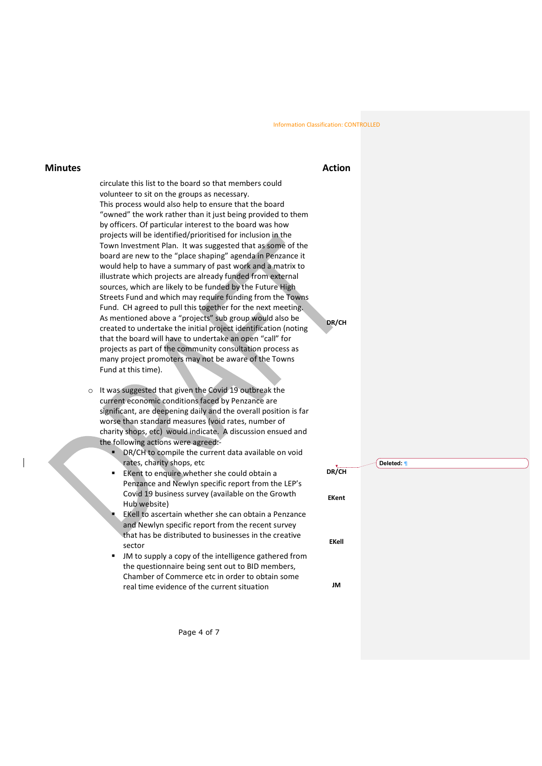| Minutes | Action |
|---|---|
| circulate this list to the board so that members could volunteer to sit on the groups as necessary. This process would also help to ensure that the board "owned" the work rather than it just being provided to them by officers. Of particular interest to the board was how projects will be identified/prioritised for inclusion in the Town Investment Plan. It was suggested that as some of the board are new to the "place shaping" agenda in Penzance it would help to have a summary of past work and a matrix to illustrate which projects are already funded from external sources, which are likely to be funded by the Future High Streets Fund and which may require funding from the Towns Fund. CH agreed to pull this together for the next meeting. As mentioned above a "projects" sub group would also be created to undertake the initial project identification (noting that the board will have to undertake an open "call" for projects as part of the community consultation process as many project promoters may not be aware of the Towns Fund at this time). | **DR/CH** |
| ○ It was suggested that given the Covid 19 outbreak the current economic conditions faced by Penzance are significant, are deepening daily and the overall position is far worse than standard measures (void rates, number of charity shops, etc) would indicate. A discussion ensued and the following actions were agreed:- | |
| ▪ DR/CH to compile the current data available on void rates, charity shops, etc | **DR/CH** |
| ▪ EKent to enquire whether she could obtain a Penzance and Newlyn specific report from the LEP's Covid 19 business survey (available on the Growth Hub website) | **EKent** |
| ▪ EKell to ascertain whether she can obtain a Penzance and Newlyn specific report from the recent survey that has be distributed to businesses in the creative sector | **EKell** |
| ▪ JM to supply a copy of the intelligence gathered from the questionnaire being sent out to BID members, Chamber of Commerce etc in order to obtain some real time evidence of the current situation | **JM** |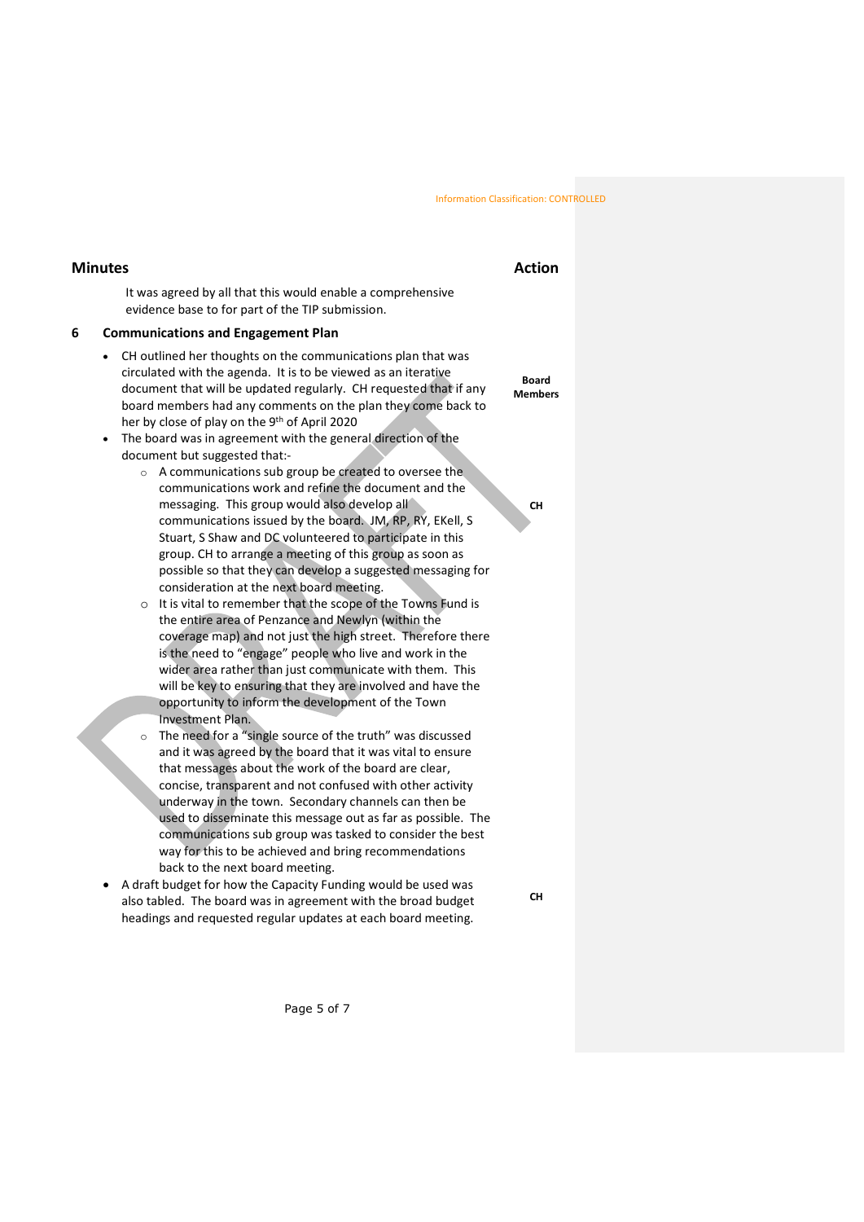| Minutes | Action |
|---|---|
| It was agreed by all that this would enable a comprehensive evidence base to for part of the TIP submission. | |
| **6 Communications and Engagement Plan** | |
| • CH outlined her thoughts on the communications plan that was circulated with the agenda. It is to be viewed as an iterative document that will be updated regularly. CH requested that if any board members had any comments on the plan they come back to her by close of play on the 9th of April 2020 | **Board Members** |
| • The board was in agreement with the general direction of the document but suggested that:- | |
| ○ A communications sub group be created to oversee the communications work and refine the document and the messaging. This group would also develop all communications issued by the board. JM, RP, RY, EKell, S Stuart, S Shaw and DC volunteered to participate in this group. CH to arrange a meeting of this group as soon as possible so that they can develop a suggested messaging for consideration at the next board meeting. | **CH** |
| ○ It is vital to remember that the scope of the Towns Fund is the entire area of Penzance and Newlyn (within the coverage map) and not just the high street. Therefore there is the need to "engage" people who live and work in the wider area rather than just communicate with them. This will be key to ensuring that they are involved and have the opportunity to inform the development of the Town Investment Plan. | |
| ○ The need for a "single source of the truth" was discussed and it was agreed by the board that it was vital to ensure that messages about the work of the board are clear, concise, transparent and not confused with other activity underway in the town. Secondary channels can then be used to disseminate this message out as far as possible. The communications sub group was tasked to consider the best way for this to be achieved and bring recommendations back to the next board meeting. | |
| • A draft budget for how the Capacity Funding would be used was also tabled. The board was in agreement with the broad budget headings and requested regular updates at each board meeting. | **CH** |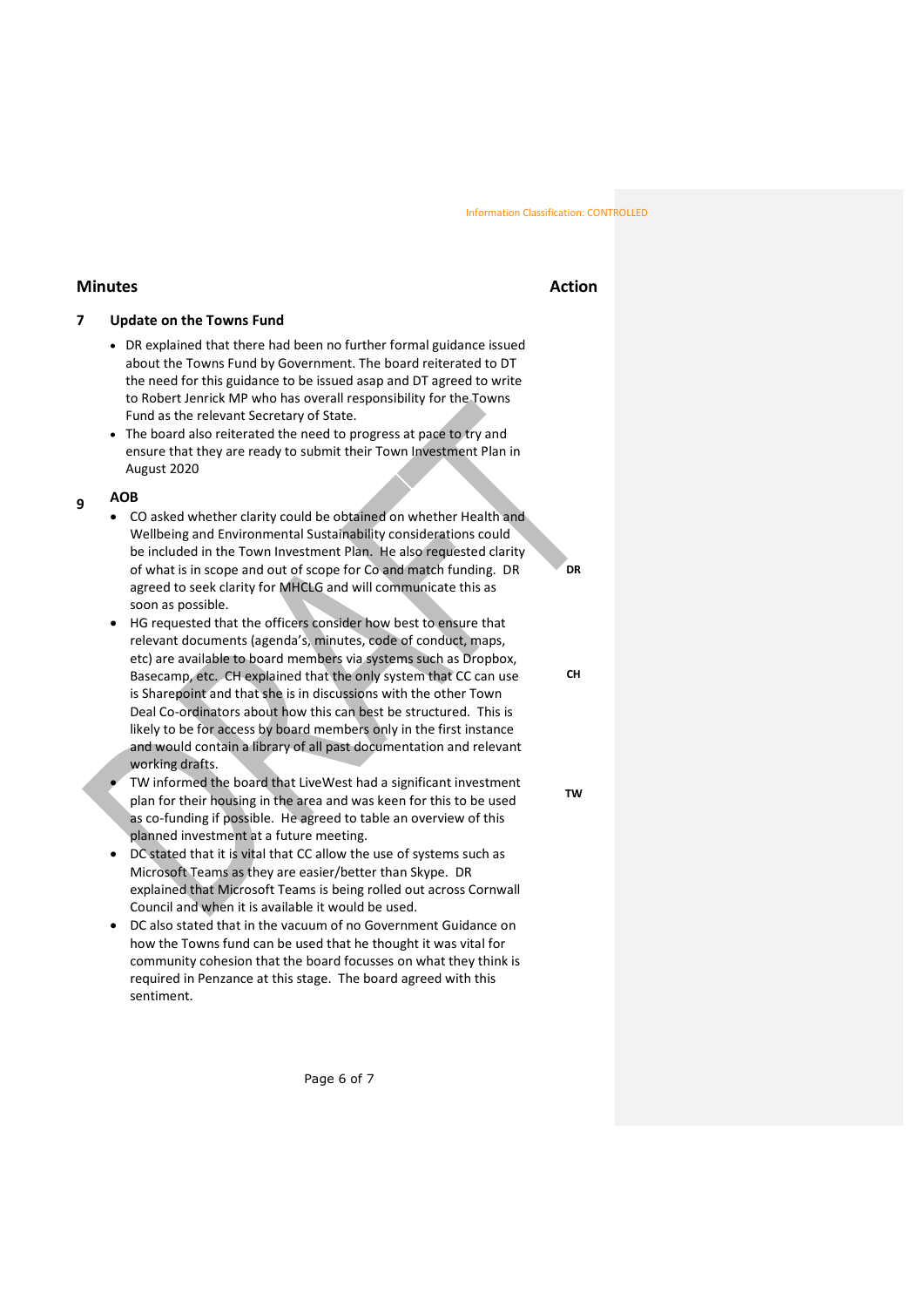Information Classification: CONTROLLED

| Minutes | Action |
| --- | --- |
| **7 Update on the Towns Fund** | |
| • DR explained that there had been no further formal guidance issued about the Towns Fund by Government. The board reiterated to DT the need for this guidance to be issued asap and DT agreed to write to Robert Jenrick MP who has overall responsibility for the Towns Fund as the relevant Secretary of State. | |
| • The board also reiterated the need to progress at pace to try and ensure that they are ready to submit their Town Investment Plan in August 2020 | |
| **9 AOB** | |
| • CO asked whether clarity could be obtained on whether Health and Wellbeing and Environmental Sustainability considerations could be included in the Town Investment Plan. He also requested clarity of what is in scope and out of scope for Co and match funding. DR agreed to seek clarity for MHCLG and will communicate this as soon as possible. | **DR** |
| • HG requested that the officers consider how best to ensure that relevant documents (agenda's, minutes, code of conduct, maps, etc) are available to board members via systems such as Dropbox, Basecamp, etc. CH explained that the only system that CC can use is Sharepoint and that she is in discussions with the other Town Deal Co-ordinators about how this can best be structured. This is likely to be for access by board members only in the first instance and would contain a library of all past documentation and relevant working drafts. | **CH** |
| • TW informed the board that LiveWest had a significant investment plan for their housing in the area and was keen for this to be used as co-funding if possible. He agreed to table an overview of this planned investment at a future meeting. | **TW** |
| • DC stated that it is vital that CC allow the use of systems such as Microsoft Teams as they are easier/better than Skype. DR explained that Microsoft Teams is being rolled out across Cornwall Council and when it is available it would be used. | |
| • DC also stated that in the vacuum of no Government Guidance on how the Towns fund can be used that he thought it was vital for community cohesion that the board focusses on what they think is required in Penzance at this stage. The board agreed with this sentiment. | |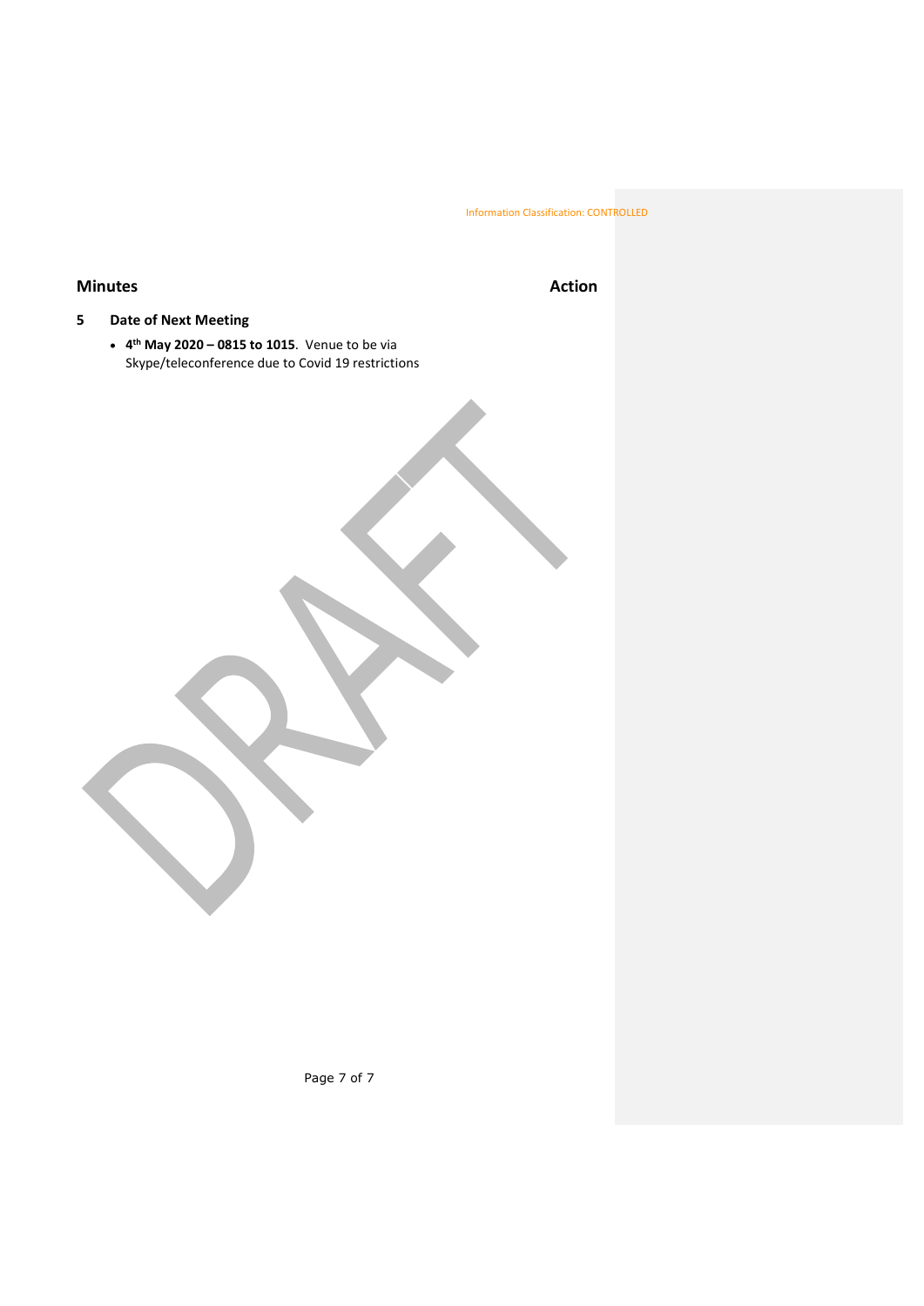Information Classification: CONTROLLED

| Minutes | Action |
| --- | --- |
| **5 Date of Next Meeting** | |
| • **4th May 2020 – 0815 to 1015**. Venue to be via Skype/teleconference due to Covid 19 restrictions | |

DRAFT